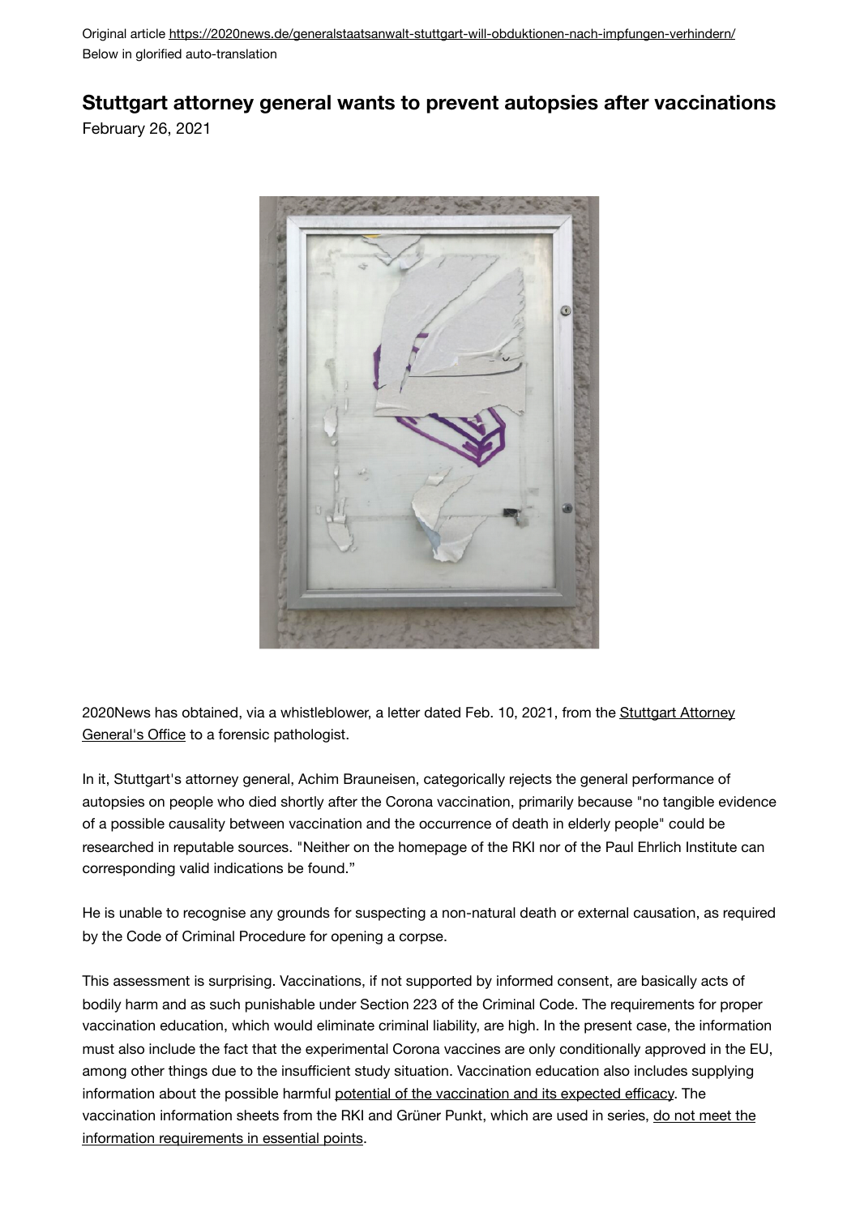Original article https://2020news.de/generalstaatsanwalt-stuttgart-will-obduktionen-nach-impfungen-verhindern/
Below in glorified auto-translation

# Stuttgart attorney general wants to prevent autopsies after vaccinations

February 26, 2021

2020News has obtained, via a whistleblower, a letter dated Feb. 10, 2021, from the Stuttgart Attorney General's Office to a forensic pathologist.

In it, Stuttgart's attorney general, Achim Brauneisen, categorically rejects the general performance of autopsies on people who died shortly after the Corona vaccination, primarily because "no tangible evidence of a possible causality between vaccination and the occurrence of death in elderly people" could be researched in reputable sources. "Neither on the homepage of the RKI nor of the Paul Ehrlich Institute can corresponding valid indications be found."

He is unable to recognise any grounds for suspecting a non-natural death or external causation, as required by the Code of Criminal Procedure for opening a corpse.

This assessment is surprising. Vaccinations, if not supported by informed consent, are basically acts of bodily harm and as such punishable under Section 223 of the Criminal Code. The requirements for proper vaccination education, which would eliminate criminal liability, are high. In the present case, the information must also include the fact that the experimental Corona vaccines are only conditionally approved in the EU, among other things due to the insufficient study situation. Vaccination education also includes supplying information about the possible harmful potential of the vaccination and its expected efficacy. The vaccination information sheets from the RKI and Grüner Punkt, which are used in series, do not meet the information requirements in essential points.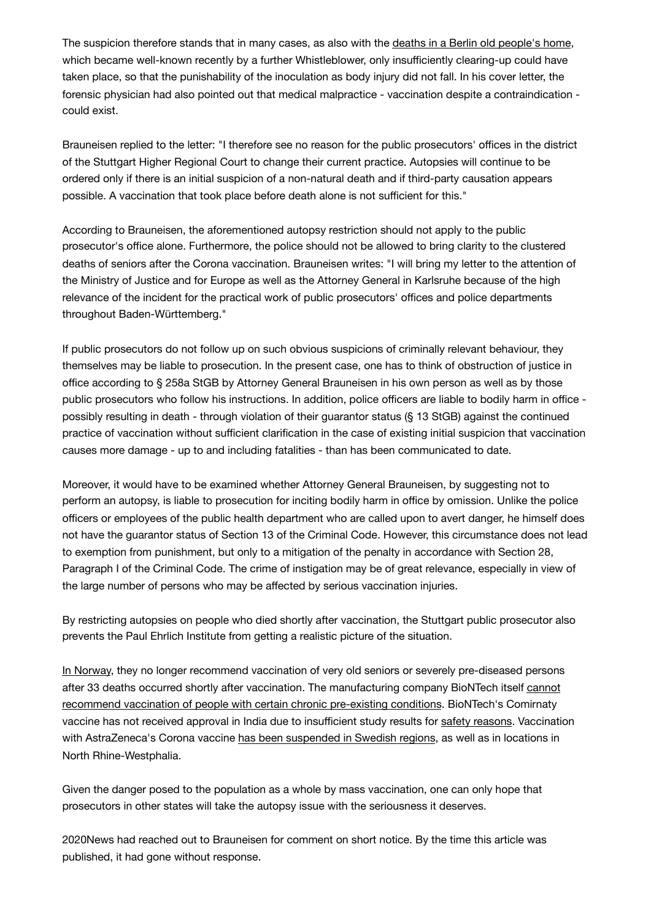The suspicion therefore stands that in many cases, as also with the deaths in a Berlin old people's home, which became well-known recently by a further Whistleblower, only insufficiently clearing-up could have taken place, so that the punishability of the inoculation as body injury did not fall. In his cover letter, the forensic physician had also pointed out that medical malpractice - vaccination despite a contraindication - could exist.

Brauneisen replied to the letter: "I therefore see no reason for the public prosecutors' offices in the district of the Stuttgart Higher Regional Court to change their current practice. Autopsies will continue to be ordered only if there is an initial suspicion of a non-natural death and if third-party causation appears possible. A vaccination that took place before death alone is not sufficient for this."

According to Brauneisen, the aforementioned autopsy restriction should not apply to the public prosecutor's office alone. Furthermore, the police should not be allowed to bring clarity to the clustered deaths of seniors after the Corona vaccination. Brauneisen writes: "I will bring my letter to the attention of the Ministry of Justice and for Europe as well as the Attorney General in Karlsruhe because of the high relevance of the incident for the practical work of public prosecutors' offices and police departments throughout Baden-Württemberg."

If public prosecutors do not follow up on such obvious suspicions of criminally relevant behaviour, they themselves may be liable to prosecution. In the present case, one has to think of obstruction of justice in office according to § 258a StGB by Attorney General Brauneisen in his own person as well as by those public prosecutors who follow his instructions. In addition, police officers are liable to bodily harm in office - possibly resulting in death - through violation of their guarantor status (§ 13 StGB) against the continued practice of vaccination without sufficient clarification in the case of existing initial suspicion that vaccination causes more damage - up to and including fatalities - than has been communicated to date.

Moreover, it would have to be examined whether Attorney General Brauneisen, by suggesting not to perform an autopsy, is liable to prosecution for inciting bodily harm in office by omission. Unlike the police officers or employees of the public health department who are called upon to avert danger, he himself does not have the guarantor status of Section 13 of the Criminal Code. However, this circumstance does not lead to exemption from punishment, but only to a mitigation of the penalty in accordance with Section 28, Paragraph I of the Criminal Code. The crime of instigation may be of great relevance, especially in view of the large number of persons who may be affected by serious vaccination injuries.

By restricting autopsies on people who died shortly after vaccination, the Stuttgart public prosecutor also prevents the Paul Ehrlich Institute from getting a realistic picture of the situation.

In Norway, they no longer recommend vaccination of very old seniors or severely pre-diseased persons after 33 deaths occurred shortly after vaccination. The manufacturing company BioNTech itself cannot recommend vaccination of people with certain chronic pre-existing conditions. BioNTech's Comirnaty vaccine has not received approval in India due to insufficient study results for safety reasons. Vaccination with AstraZeneca's Corona vaccine has been suspended in Swedish regions, as well as in locations in North Rhine-Westphalia.

Given the danger posed to the population as a whole by mass vaccination, one can only hope that prosecutors in other states will take the autopsy issue with the seriousness it deserves.

2020News had reached out to Brauneisen for comment on short notice. By the time this article was published, it had gone without response.